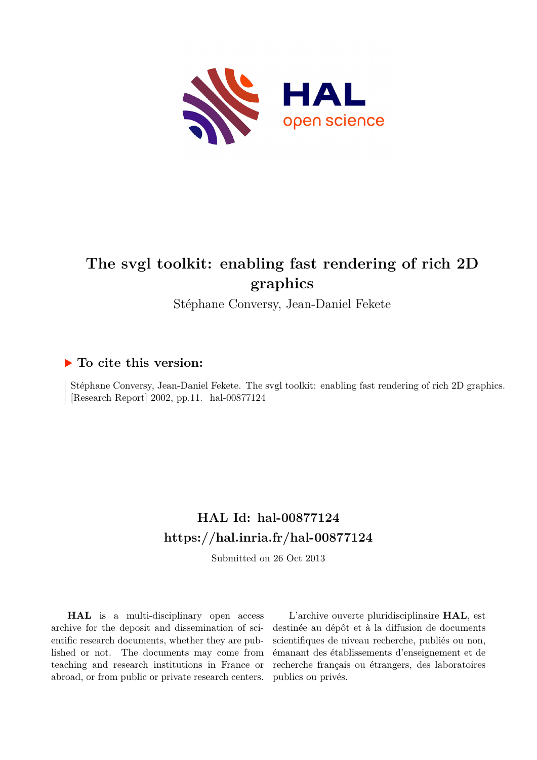# The svgl toolkit: enabling fast rendering of rich 2D graphics

Stéphane Conversy, Jean-Daniel Fekete

## ▶ To cite this version:

Stéphane Conversy, Jean-Daniel Fekete. The svgl toolkit: enabling fast rendering of rich 2D graphics. [Research Report] 2002, pp.11. hal-00877124

## HAL Id: hal-00877124
## https://hal.inria.fr/hal-00877124

Submitted on 26 Oct 2013

**HAL** is a multi-disciplinary open access archive for the deposit and dissemination of scientific research documents, whether they are published or not. The documents may come from teaching and research institutions in France or abroad, or from public or private research centers.

L'archive ouverte pluridisciplinaire **HAL**, est destinée au dépôt et à la diffusion de documents scientifiques de niveau recherche, publiés ou non, émanant des établissements d'enseignement et de recherche français ou étrangers, des laboratoires publics ou privés.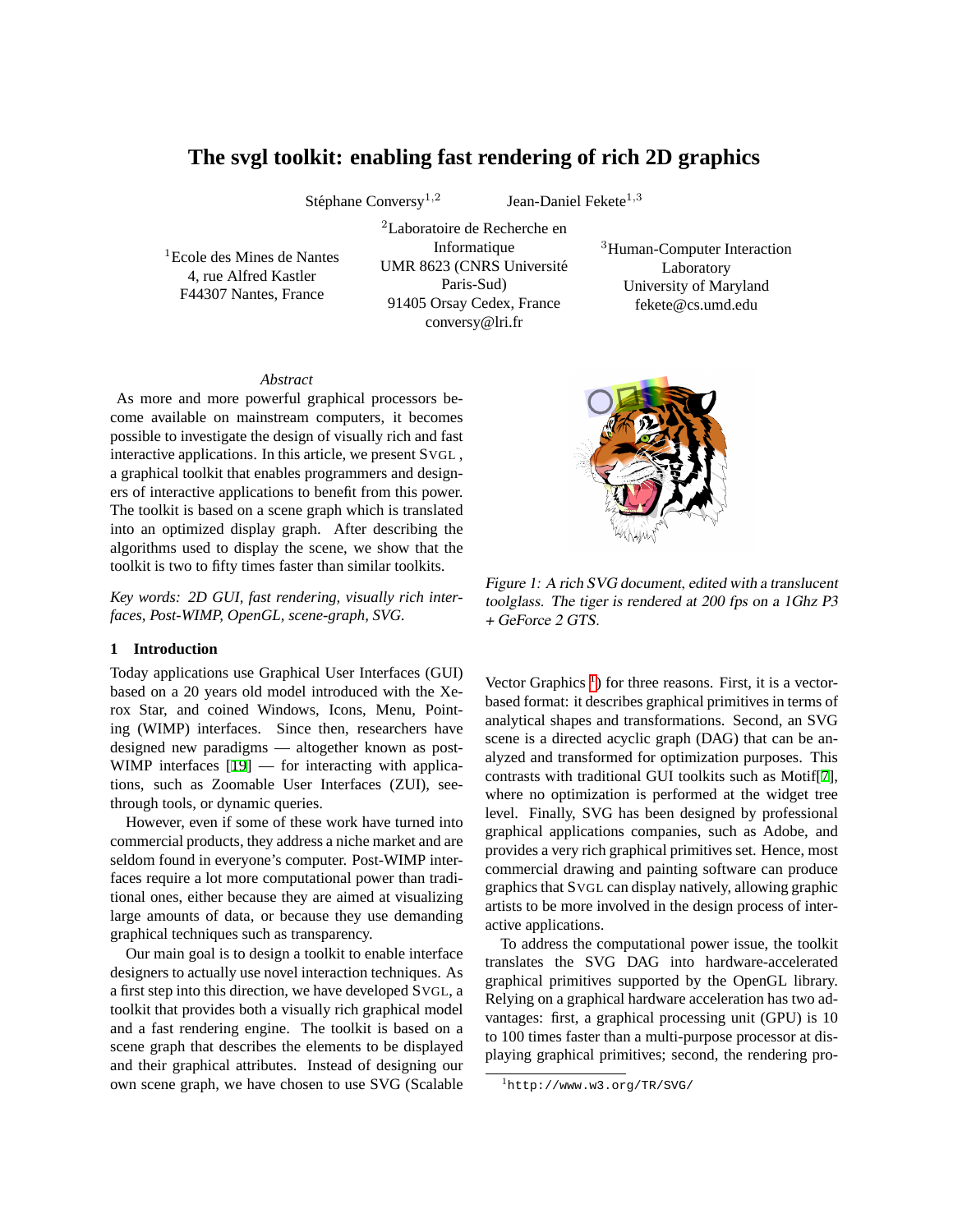# The svgl toolkit: enabling fast rendering of rich 2D graphics

Stéphane Conversy[1,2] Jean-Daniel Fekete[1,3]

[1]Ecole des Mines de Nantes
4, rue Alfred Kastler
F44307 Nantes, France

[2]Laboratoire de Recherche en Informatique
UMR 8623 (CNRS Université Paris-Sud)
91405 Orsay Cedex, France
conversy@lri.fr

[3]Human-Computer Interaction Laboratory
University of Maryland
fekete@cs.umd.edu

*Abstract*

As more and more powerful graphical processors become available on mainstream computers, it becomes possible to investigate the design of visually rich and fast interactive applications. In this article, we present SVGL , a graphical toolkit that enables programmers and designers of interactive applications to benefit from this power. The toolkit is based on a scene graph which is translated into an optimized display graph. After describing the algorithms used to display the scene, we show that the toolkit is two to fifty times faster than similar toolkits.

*Key words: 2D GUI, fast rendering, visually rich interfaces, Post-WIMP, OpenGL, scene-graph, SVG.*

## 1 Introduction

Today applications use Graphical User Interfaces (GUI) based on a 20 years old model introduced with the Xerox Star, and coined Windows, Icons, Menu, Pointing (WIMP) interfaces. Since then, researchers have designed new paradigms — altogether known as post-WIMP interfaces [19] — for interacting with applications, such as Zoomable User Interfaces (ZUI), see-through tools, or dynamic queries.

However, even if some of these work have turned into commercial products, they address a niche market and are seldom found in everyone's computer. Post-WIMP interfaces require a lot more computational power than traditional ones, either because they are aimed at visualizing large amounts of data, or because they use demanding graphical techniques such as transparency.

Our main goal is to design a toolkit to enable interface designers to actually use novel interaction techniques. As a first step into this direction, we have developed SVGL, a toolkit that provides both a visually rich graphical model and a fast rendering engine. The toolkit is based on a scene graph that describes the elements to be displayed and their graphical attributes. Instead of designing our own scene graph, we have chosen to use SVG (Scalable Vector Graphics [1]) for three reasons. First, it is a vector-based format: it describes graphical primitives in terms of analytical shapes and transformations. Second, an SVG scene is a directed acyclic graph (DAG) that can be analyzed and transformed for optimization purposes. This contrasts with traditional GUI toolkits such as Motif[7], where no optimization is performed at the widget tree level. Finally, SVG has been designed by professional graphical applications companies, such as Adobe, and provides a very rich graphical primitives set. Hence, most commercial drawing and painting software can produce graphics that SVGL can display natively, allowing graphic artists to be more involved in the design process of interactive applications.

*Figure 1: A rich SVG document, edited with a translucent toolglass. The tiger is rendered at 200 fps on a 1Ghz P3 + GeForce 2 GTS.*

To address the computational power issue, the toolkit translates the SVG DAG into hardware-accelerated graphical primitives supported by the OpenGL library. Relying on a graphical hardware acceleration has two advantages: first, a graphical processing unit (GPU) is 10 to 100 times faster than a multi-purpose processor at displaying graphical primitives; second, the rendering pro-

[1] `http://www.w3.org/TR/SVG/`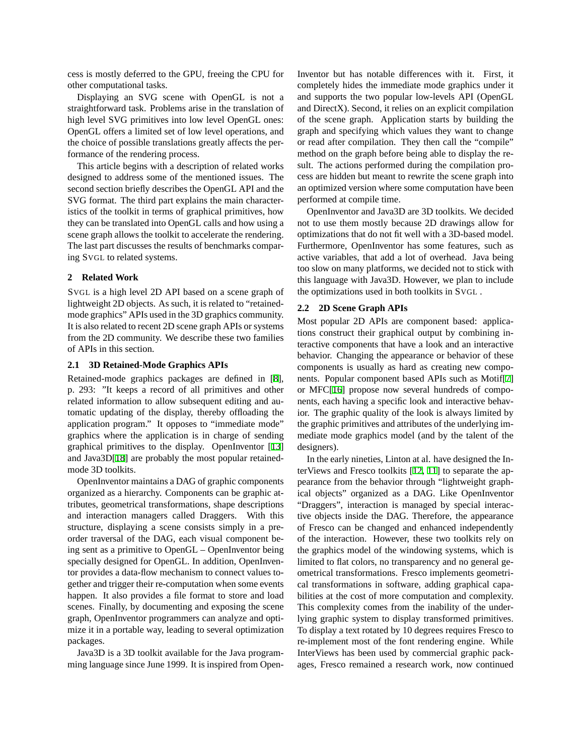cess is mostly deferred to the GPU, freeing the CPU for other computational tasks.

Displaying an SVG scene with OpenGL is not a straightforward task. Problems arise in the translation of high level SVG primitives into low level OpenGL ones: OpenGL offers a limited set of low level operations, and the choice of possible translations greatly affects the performance of the rendering process.

This article begins with a description of related works designed to address some of the mentioned issues. The second section briefly describes the OpenGL API and the SVG format. The third part explains the main characteristics of the toolkit in terms of graphical primitives, how they can be translated into OpenGL calls and how using a scene graph allows the toolkit to accelerate the rendering. The last part discusses the results of benchmarks comparing SVGL to related systems.

## 2 Related Work

SVGL is a high level 2D API based on a scene graph of lightweight 2D objects. As such, it is related to "retained-mode graphics" APIs used in the 3D graphics community. It is also related to recent 2D scene graph APIs or systems from the 2D community. We describe these two families of APIs in this section.

### 2.1 3D Retained-Mode Graphics APIs

Retained-mode graphics packages are defined in [8], p. 293: "It keeps a record of all primitives and other related information to allow subsequent editing and automatic updating of the display, thereby offloading the application program." It opposes to "immediate mode" graphics where the application is in charge of sending graphical primitives to the display. OpenInventor [13] and Java3D[18] are probably the most popular retained-mode 3D toolkits.

OpenInventor maintains a DAG of graphic components organized as a hierarchy. Components can be graphic attributes, geometrical transformations, shape descriptions and interaction managers called Draggers. With this structure, displaying a scene consists simply in a pre-order traversal of the DAG, each visual component being sent as a primitive to OpenGL – OpenInventor being specially designed for OpenGL. In addition, OpenInventor provides a data-flow mechanism to connect values together and trigger their re-computation when some events happen. It also provides a file format to store and load scenes. Finally, by documenting and exposing the scene graph, OpenInventor programmers can analyze and optimize it in a portable way, leading to several optimization packages.

Java3D is a 3D toolkit available for the Java programming language since June 1999. It is inspired from OpenInventor but has notable differences with it. First, it completely hides the immediate mode graphics under it and supports the two popular low-levels API (OpenGL and DirectX). Second, it relies on an explicit compilation of the scene graph. Application starts by building the graph and specifying which values they want to change or read after compilation. They then call the "compile" method on the graph before being able to display the result. The actions performed during the compilation process are hidden but meant to rewrite the scene graph into an optimized version where some computation have been performed at compile time.

OpenInventor and Java3D are 3D toolkits. We decided not to use them mostly because 2D drawings allow for optimizations that do not fit well with a 3D-based model. Furthermore, OpenInventor has some features, such as active variables, that add a lot of overhead. Java being too slow on many platforms, we decided not to stick with this language with Java3D. However, we plan to include the optimizations used in both toolkits in SVGL .

### 2.2 2D Scene Graph APIs

Most popular 2D APIs are component based: applications construct their graphical output by combining interactive components that have a look and an interactive behavior. Changing the appearance or behavior of these components is usually as hard as creating new components. Popular component based APIs such as Motif[7] or MFC[16] propose now several hundreds of components, each having a specific look and interactive behavior. The graphic quality of the look is always limited by the graphic primitives and attributes of the underlying immediate mode graphics model (and by the talent of the designers).

In the early nineties, Linton at al. have designed the InterViews and Fresco toolkits [12, 11] to separate the appearance from the behavior through "lightweight graphical objects" organized as a DAG. Like OpenInventor "Draggers", interaction is managed by special interactive objects inside the DAG. Therefore, the appearance of Fresco can be changed and enhanced independently of the interaction. However, these two toolkits rely on the graphics model of the windowing systems, which is limited to flat colors, no transparency and no general geometrical transformations. Fresco implements geometrical transformations in software, adding graphical capabilities at the cost of more computation and complexity. This complexity comes from the inability of the underlying graphic system to display transformed primitives. To display a text rotated by 10 degrees requires Fresco to re-implement most of the font rendering engine. While InterViews has been used by commercial graphic packages, Fresco remained a research work, now continued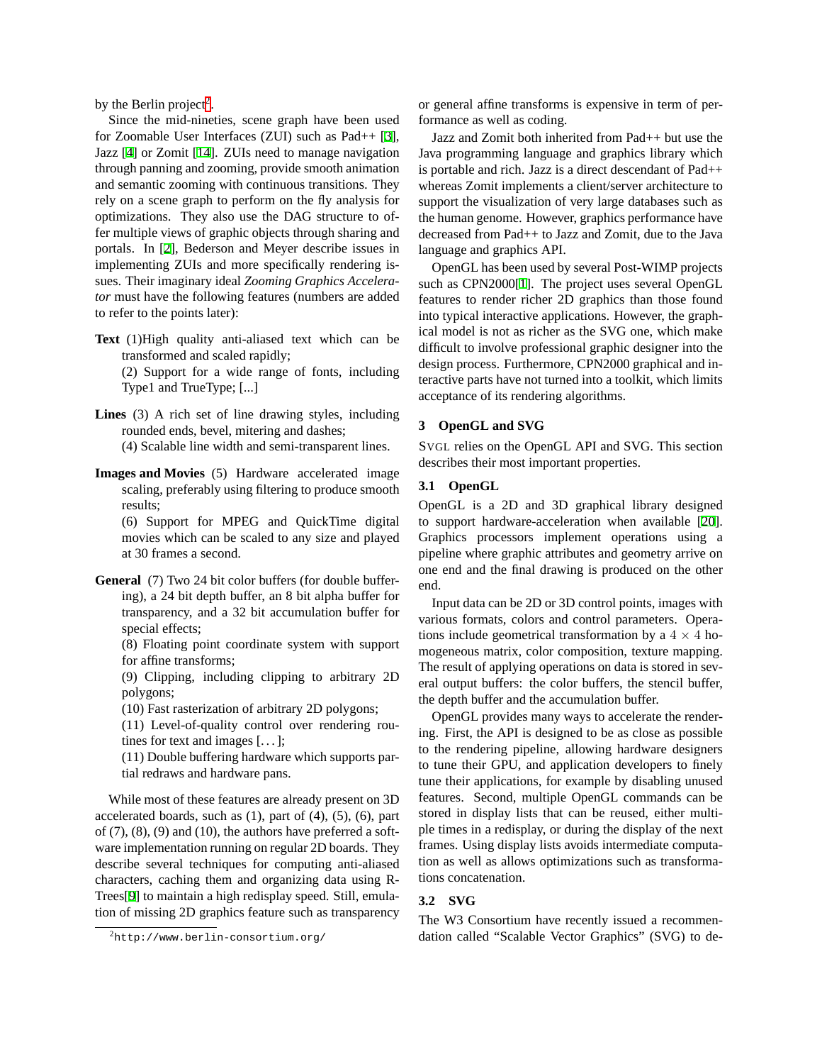by the Berlin project[2].

Since the mid-nineties, scene graph have been used for Zoomable User Interfaces (ZUI) such as Pad++ [3], Jazz [4] or Zomit [14]. ZUIs need to manage navigation through panning and zooming, provide smooth animation and semantic zooming with continuous transitions. They rely on a scene graph to perform on the fly analysis for optimizations. They also use the DAG structure to offer multiple views of graphic objects through sharing and portals. In [2], Bederson and Meyer describe issues in implementing ZUIs and more specifically rendering issues. Their imaginary ideal *Zooming Graphics Accelerator* must have the following features (numbers are added to refer to the points later):

**Text** (1)High quality anti-aliased text which can be transformed and scaled rapidly;
(2) Support for a wide range of fonts, including Type1 and TrueType; [...]

**Lines** (3) A rich set of line drawing styles, including rounded ends, bevel, mitering and dashes;
(4) Scalable line width and semi-transparent lines.

**Images and Movies** (5) Hardware accelerated image scaling, preferably using filtering to produce smooth results;
(6) Support for MPEG and QuickTime digital movies which can be scaled to any size and played at 30 frames a second.

**General** (7) Two 24 bit color buffers (for double buffering), a 24 bit depth buffer, an 8 bit alpha buffer for transparency, and a 32 bit accumulation buffer for special effects;
(8) Floating point coordinate system with support for affine transforms;
(9) Clipping, including clipping to arbitrary 2D polygons;
(10) Fast rasterization of arbitrary 2D polygons;
(11) Level-of-quality control over rendering routines for text and images [...];
(11) Double buffering hardware which supports partial redraws and hardware pans.

While most of these features are already present on 3D accelerated boards, such as (1), part of (4), (5), (6), part of (7), (8), (9) and (10), the authors have preferred a software implementation running on regular 2D boards. They describe several techniques for computing anti-aliased characters, caching them and organizing data using R-Trees[9] to maintain a high redisplay speed. Still, emulation of missing 2D graphics feature such as transparency or general affine transforms is expensive in term of performance as well as coding.

Jazz and Zomit both inherited from Pad++ but use the Java programming language and graphics library which is portable and rich. Jazz is a direct descendant of Pad++ whereas Zomit implements a client/server architecture to support the visualization of very large databases such as the human genome. However, graphics performance have decreased from Pad++ to Jazz and Zomit, due to the Java language and graphics API.

OpenGL has been used by several Post-WIMP projects such as CPN2000[1]. The project uses several OpenGL features to render richer 2D graphics than those found into typical interactive applications. However, the graphical model is not as richer as the SVG one, which make difficult to involve professional graphic designer into the design process. Furthermore, CPN2000 graphical and interactive parts have not turned into a toolkit, which limits acceptance of its rendering algorithms.

## 3 OpenGL and SVG

SVGL relies on the OpenGL API and SVG. This section describes their most important properties.

### 3.1 OpenGL

OpenGL is a 2D and 3D graphical library designed to support hardware-acceleration when available [20]. Graphics processors implement operations using a pipeline where graphic attributes and geometry arrive on one end and the final drawing is produced on the other end.

Input data can be 2D or 3D control points, images with various formats, colors and control parameters. Operations include geometrical transformation by a $4 \times 4$ homogeneous matrix, color composition, texture mapping. The result of applying operations on data is stored in several output buffers: the color buffers, the stencil buffer, the depth buffer and the accumulation buffer.

OpenGL provides many ways to accelerate the rendering. First, the API is designed to be as close as possible to the rendering pipeline, allowing hardware designers to tune their GPU, and application developers to finely tune their applications, for example by disabling unused features. Second, multiple OpenGL commands can be stored in display lists that can be reused, either multiple times in a redisplay, or during the display of the next frames. Using display lists avoids intermediate computation as well as allows optimizations such as transformations concatenation.

### 3.2 SVG

The W3 Consortium have recently issued a recommendation called "Scalable Vector Graphics" (SVG) to de-

[2] http://www.berlin-consortium.org/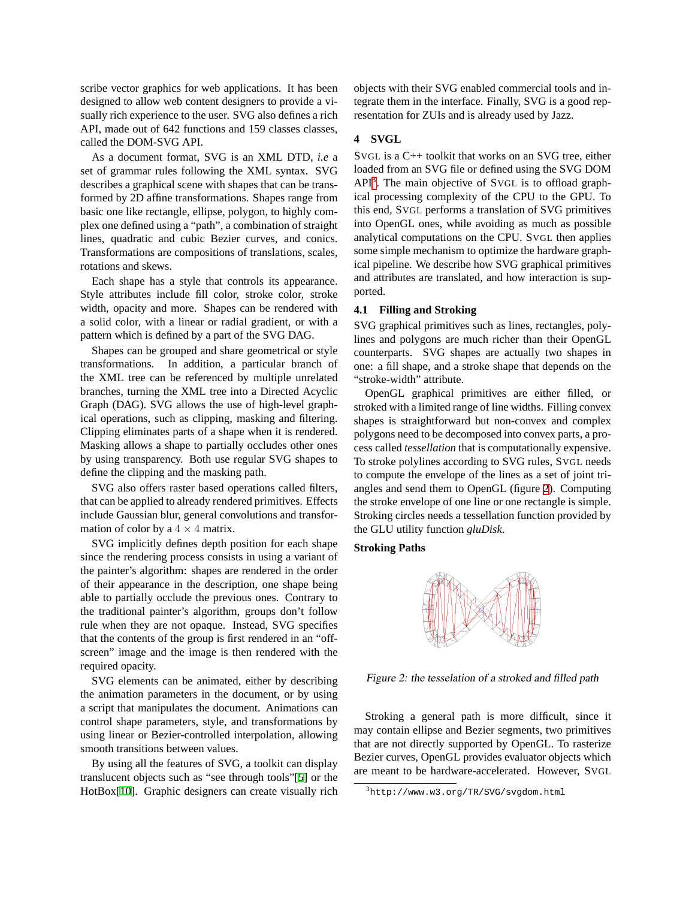scribe vector graphics for web applications. It has been designed to allow web content designers to provide a visually rich experience to the user. SVG also defines a rich API, made out of 642 functions and 159 classes classes, called the DOM-SVG API.

As a document format, SVG is an XML DTD, *i.e* a set of grammar rules following the XML syntax. SVG describes a graphical scene with shapes that can be transformed by 2D affine transformations. Shapes range from basic one like rectangle, ellipse, polygon, to highly complex one defined using a "path", a combination of straight lines, quadratic and cubic Bezier curves, and conics. Transformations are compositions of translations, scales, rotations and skews.

Each shape has a style that controls its appearance. Style attributes include fill color, stroke color, stroke width, opacity and more. Shapes can be rendered with a solid color, with a linear or radial gradient, or with a pattern which is defined by a part of the SVG DAG.

Shapes can be grouped and share geometrical or style transformations. In addition, a particular branch of the XML tree can be referenced by multiple unrelated branches, turning the XML tree into a Directed Acyclic Graph (DAG). SVG allows the use of high-level graphical operations, such as clipping, masking and filtering. Clipping eliminates parts of a shape when it is rendered. Masking allows a shape to partially occludes other ones by using transparency. Both use regular SVG shapes to define the clipping and the masking path.

SVG also offers raster based operations called filters, that can be applied to already rendered primitives. Effects include Gaussian blur, general convolutions and transformation of color by a $4 \times 4$ matrix.

SVG implicitly defines depth position for each shape since the rendering process consists in using a variant of the painter's algorithm: shapes are rendered in the order of their appearance in the description, one shape being able to partially occlude the previous ones. Contrary to the traditional painter's algorithm, groups don't follow rule when they are not opaque. Instead, SVG specifies that the contents of the group is first rendered in an "off-screen" image and the image is then rendered with the required opacity.

SVG elements can be animated, either by describing the animation parameters in the document, or by using a script that manipulates the document. Animations can control shape parameters, style, and transformations by using linear or Bezier-controlled interpolation, allowing smooth transitions between values.

By using all the features of SVG, a toolkit can display translucent objects such as "see through tools"[5] or the HotBox[10]. Graphic designers can create visually rich objects with their SVG enabled commercial tools and integrate them in the interface. Finally, SVG is a good representation for ZUIs and is already used by Jazz.

## 4 SVGL

SVGL is a C++ toolkit that works on an SVG tree, either loaded from an SVG file or defined using the SVG DOM API[3]. The main objective of SVGL is to offload graphical processing complexity of the CPU to the GPU. To this end, SVGL performs a translation of SVG primitives into OpenGL ones, while avoiding as much as possible analytical computations on the CPU. SVGL then applies some simple mechanism to optimize the hardware graphical pipeline. We describe how SVG graphical primitives and attributes are translated, and how interaction is supported.

### 4.1 Filling and Stroking

SVG graphical primitives such as lines, rectangles, polylines and polygons are much richer than their OpenGL counterparts. SVG shapes are actually two shapes in one: a fill shape, and a stroke shape that depends on the "stroke-width" attribute.

OpenGL graphical primitives are either filled, or stroked with a limited range of line widths. Filling convex shapes is straightforward but non-convex and complex polygons need to be decomposed into convex parts, a process called *tessellation* that is computationally expensive. To stroke polylines according to SVG rules, SVGL needs to compute the envelope of the lines as a set of joint triangles and send them to OpenGL (figure 2). Computing the stroke envelope of one line or one rectangle is simple. Stroking circles needs a tessellation function provided by the GLU utility function *gluDisk*.

#### Stroking Paths

*Figure 2: the tesselation of a stroked and filled path*

Stroking a general path is more difficult, since it may contain ellipse and Bezier segments, two primitives that are not directly supported by OpenGL. To rasterize Bezier curves, OpenGL provides evaluator objects which are meant to be hardware-accelerated. However, SVGL

[3] http://www.w3.org/TR/SVG/svgdom.html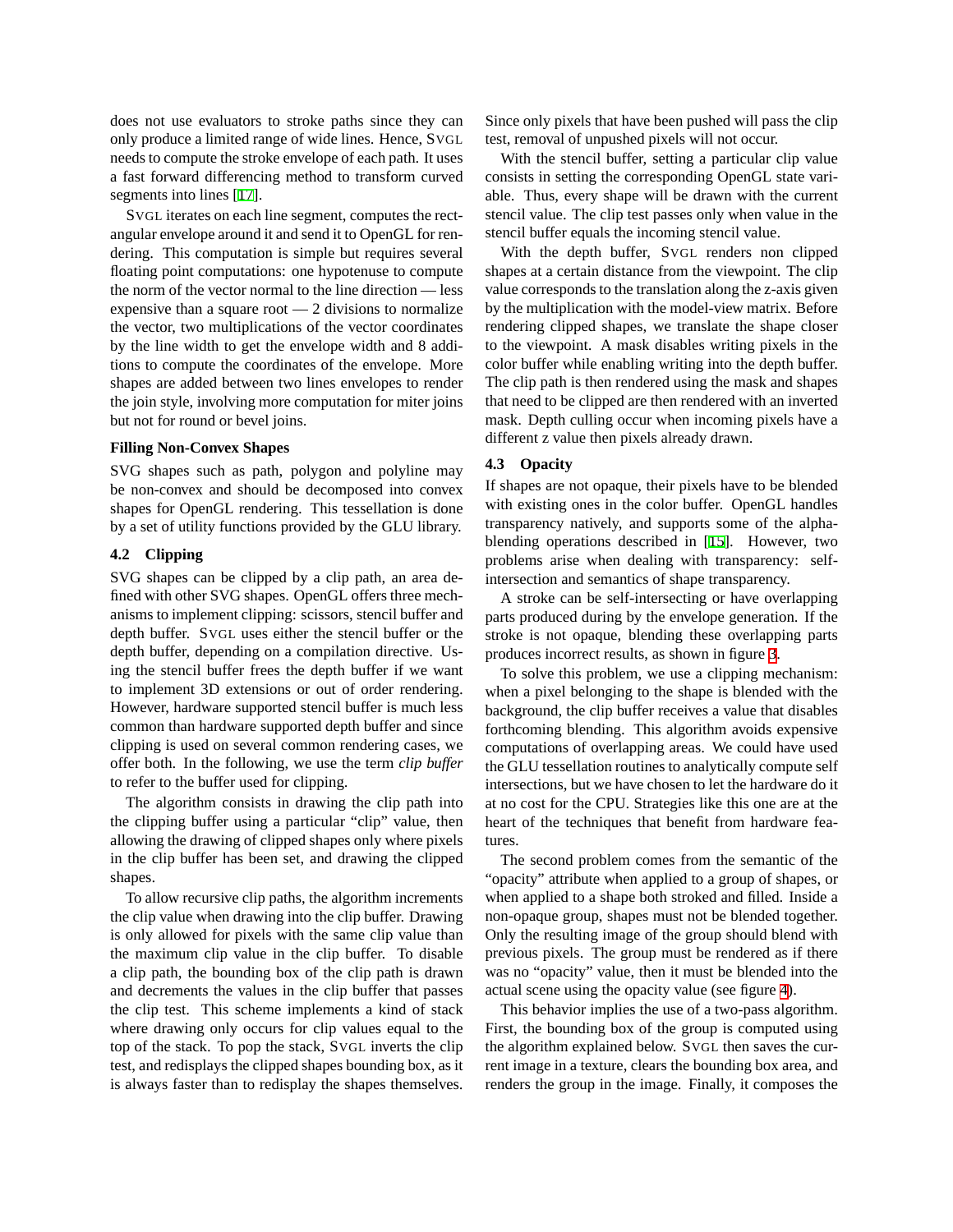does not use evaluators to stroke paths since they can only produce a limited range of wide lines. Hence, SVGL needs to compute the stroke envelope of each path. It uses a fast forward differencing method to transform curved segments into lines [17].

SVGL iterates on each line segment, computes the rectangular envelope around it and send it to OpenGL for rendering. This computation is simple but requires several floating point computations: one hypotenuse to compute the norm of the vector normal to the line direction — less expensive than a square root — 2 divisions to normalize the vector, two multiplications of the vector coordinates by the line width to get the envelope width and 8 additions to compute the coordinates of the envelope. More shapes are added between two lines envelopes to render the join style, involving more computation for miter joins but not for round or bevel joins.

**Filling Non-Convex Shapes**

SVG shapes such as path, polygon and polyline may be non-convex and should be decomposed into convex shapes for OpenGL rendering. This tessellation is done by a set of utility functions provided by the GLU library.

## 4.2 Clipping

SVG shapes can be clipped by a clip path, an area defined with other SVG shapes. OpenGL offers three mechanisms to implement clipping: scissors, stencil buffer and depth buffer. SVGL uses either the stencil buffer or the depth buffer, depending on a compilation directive. Using the stencil buffer frees the depth buffer if we want to implement 3D extensions or out of order rendering. However, hardware supported stencil buffer is much less common than hardware supported depth buffer and since clipping is used on several common rendering cases, we offer both. In the following, we use the term *clip buffer* to refer to the buffer used for clipping.

The algorithm consists in drawing the clip path into the clipping buffer using a particular "clip" value, then allowing the drawing of clipped shapes only where pixels in the clip buffer has been set, and drawing the clipped shapes.

To allow recursive clip paths, the algorithm increments the clip value when drawing into the clip buffer. Drawing is only allowed for pixels with the same clip value than the maximum clip value in the clip buffer. To disable a clip path, the bounding box of the clip path is drawn and decrements the values in the clip buffer that passes the clip test. This scheme implements a kind of stack where drawing only occurs for clip values equal to the top of the stack. To pop the stack, SVGL inverts the clip test, and redisplays the clipped shapes bounding box, as it is always faster than to redisplay the shapes themselves. Since only pixels that have been pushed will pass the clip test, removal of unpushed pixels will not occur.

With the stencil buffer, setting a particular clip value consists in setting the corresponding OpenGL state variable. Thus, every shape will be drawn with the current stencil value. The clip test passes only when value in the stencil buffer equals the incoming stencil value.

With the depth buffer, SVGL renders non clipped shapes at a certain distance from the viewpoint. The clip value corresponds to the translation along the z-axis given by the multiplication with the model-view matrix. Before rendering clipped shapes, we translate the shape closer to the viewpoint. A mask disables writing pixels in the color buffer while enabling writing into the depth buffer. The clip path is then rendered using the mask and shapes that need to be clipped are then rendered with an inverted mask. Depth culling occur when incoming pixels have a different z value then pixels already drawn.

## 4.3 Opacity

If shapes are not opaque, their pixels have to be blended with existing ones in the color buffer. OpenGL handles transparency natively, and supports some of the alpha-blending operations described in [15]. However, two problems arise when dealing with transparency: self-intersection and semantics of shape transparency.

A stroke can be self-intersecting or have overlapping parts produced during by the envelope generation. If the stroke is not opaque, blending these overlapping parts produces incorrect results, as shown in figure 3.

To solve this problem, we use a clipping mechanism: when a pixel belonging to the shape is blended with the background, the clip buffer receives a value that disables forthcoming blending. This algorithm avoids expensive computations of overlapping areas. We could have used the GLU tessellation routines to analytically compute self intersections, but we have chosen to let the hardware do it at no cost for the CPU. Strategies like this one are at the heart of the techniques that benefit from hardware features.

The second problem comes from the semantic of the "opacity" attribute when applied to a group of shapes, or when applied to a shape both stroked and filled. Inside a non-opaque group, shapes must not be blended together. Only the resulting image of the group should blend with previous pixels. The group must be rendered as if there was no "opacity" value, then it must be blended into the actual scene using the opacity value (see figure 4).

This behavior implies the use of a two-pass algorithm. First, the bounding box of the group is computed using the algorithm explained below. SVGL then saves the current image in a texture, clears the bounding box area, and renders the group in the image. Finally, it composes the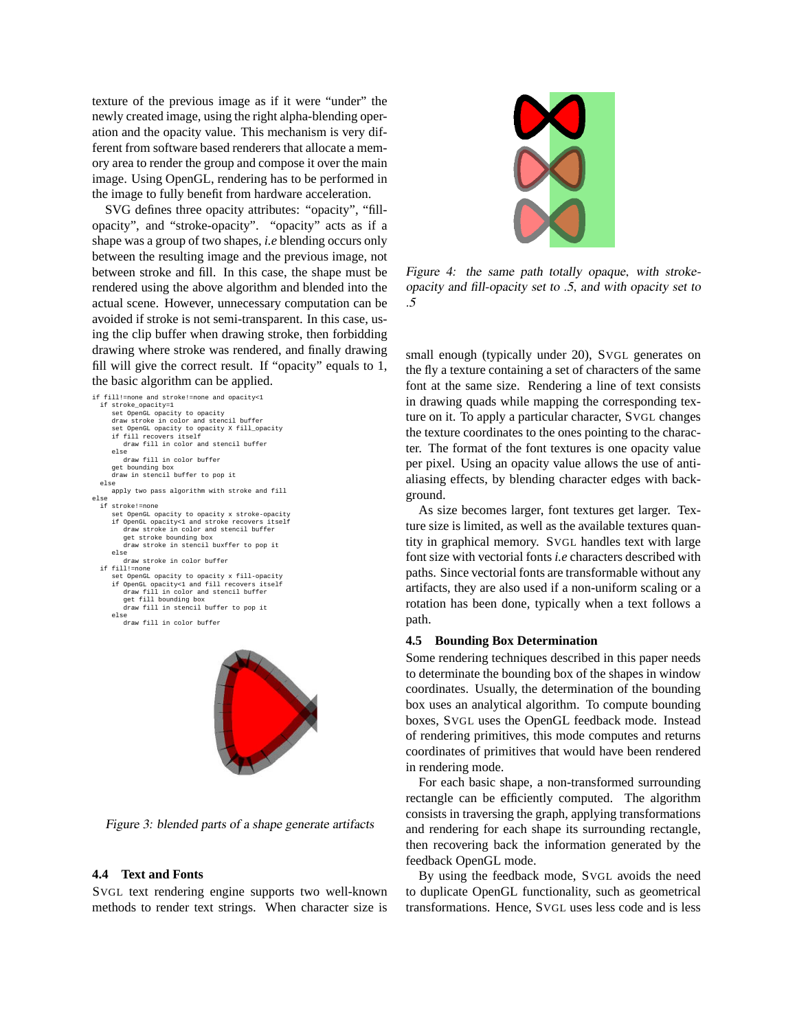texture of the previous image as if it were "under" the newly created image, using the right alpha-blending operation and the opacity value. This mechanism is very different from software based renderers that allocate a memory area to render the group and compose it over the main image. Using OpenGL, rendering has to be performed in the image to fully benefit from hardware acceleration.

SVG defines three opacity attributes: "opacity", "fill-opacity", and "stroke-opacity". "opacity" acts as if a shape was a group of two shapes, *i.e* blending occurs only between the resulting image and the previous image, not between stroke and fill. In this case, the shape must be rendered using the above algorithm and blended into the actual scene. However, unnecessary computation can be avoided if stroke is not semi-transparent. In this case, using the clip buffer when drawing stroke, then forbidding drawing where stroke was rendered, and finally drawing fill will give the correct result. If "opacity" equals to 1, the basic algorithm can be applied.

```
if fill!=none and stroke!=none and opacity<1
  if stroke_opacity=1
     set OpenGL opacity to opacity
     draw stroke in color and stencil buffer
     set OpenGL opacity to opacity X fill_opacity
     if fill recovers itself
        draw fill in color and stencil buffer
     else
        draw fill in color buffer
     get bounding box
     draw in stencil buffer to pop it
  else
     apply two pass algorithm with stroke and fill
else
  if stroke!=none
     set OpenGL opacity to opacity x stroke-opacity
     if OpenGL opacity<1 and stroke recovers itself
        draw stroke in color and stencil buffer
        get stroke bounding box
        draw stroke in stencil buxffer to pop it
     else
        draw stroke in color buffer
  if fill!=none
     set OpenGL opacity to opacity x fill-opacity
     if OpenGL opacity<1 and fill recovers itself
        draw fill in color and stencil buffer
        get fill bounding box
        draw fill in stencil buffer to pop it
     else
        draw fill in color buffer
```

*Figure 3: blended parts of a shape generate artifacts*

## 4.4 Text and Fonts

SVGL text rendering engine supports two well-known methods to render text strings. When character size is small enough (typically under 20), SVGL generates on the fly a texture containing a set of characters of the same font at the same size. Rendering a line of text consists in drawing quads while mapping the corresponding texture on it. To apply a particular character, SVGL changes the texture coordinates to the ones pointing to the character. The format of the font textures is one opacity value per pixel. Using an opacity value allows the use of anti-aliasing effects, by blending character edges with background.

As size becomes larger, font textures get larger. Texture size is limited, as well as the available textures quantity in graphical memory. SVGL handles text with large font size with vectorial fonts *i.e* characters described with paths. Since vectorial fonts are transformable without any artifacts, they are also used if a non-uniform scaling or a rotation has been done, typically when a text follows a path.

*Figure 4: the same path totally opaque, with stroke-opacity and fill-opacity set to .5, and with opacity set to .5*

## 4.5 Bounding Box Determination

Some rendering techniques described in this paper needs to determinate the bounding box of the shapes in window coordinates. Usually, the determination of the bounding box uses an analytical algorithm. To compute bounding boxes, SVGL uses the OpenGL feedback mode. Instead of rendering primitives, this mode computes and returns coordinates of primitives that would have been rendered in rendering mode.

For each basic shape, a non-transformed surrounding rectangle can be efficiently computed. The algorithm consists in traversing the graph, applying transformations and rendering for each shape its surrounding rectangle, then recovering back the information generated by the feedback OpenGL mode.

By using the feedback mode, SVGL avoids the need to duplicate OpenGL functionality, such as geometrical transformations. Hence, SVGL uses less code and is less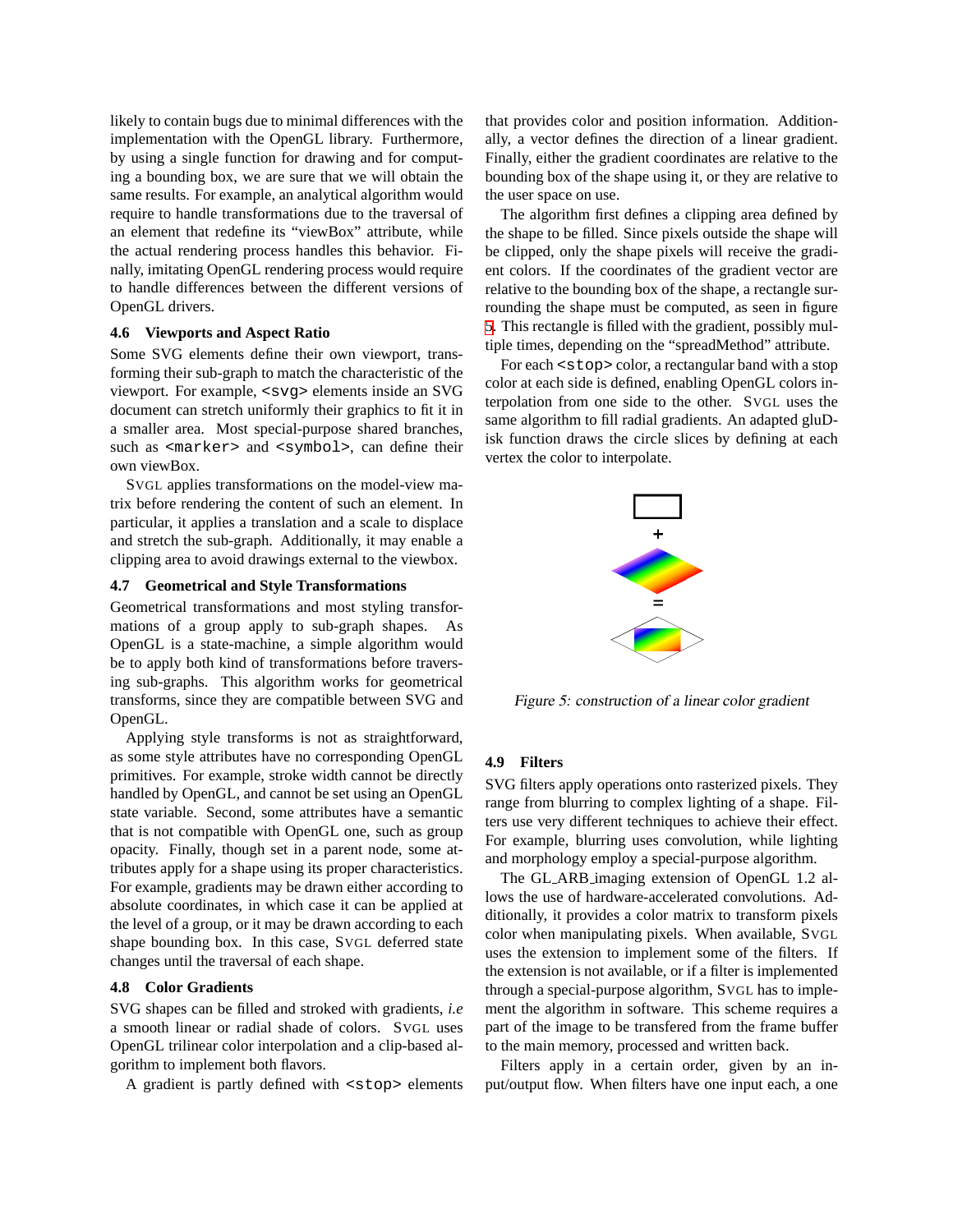likely to contain bugs due to minimal differences with the implementation with the OpenGL library. Furthermore, by using a single function for drawing and for computing a bounding box, we are sure that we will obtain the same results. For example, an analytical algorithm would require to handle transformations due to the traversal of an element that redefine its "viewBox" attribute, while the actual rendering process handles this behavior. Finally, imitating OpenGL rendering process would require to handle differences between the different versions of OpenGL drivers.

### 4.6 Viewports and Aspect Ratio

Some SVG elements define their own viewport, transforming their sub-graph to match the characteristic of the viewport. For example, `<svg>` elements inside an SVG document can stretch uniformly their graphics to fit it in a smaller area. Most special-purpose shared branches, such as `<marker>` and `<symbol>`, can define their own viewBox.

SVGL applies transformations on the model-view matrix before rendering the content of such an element. In particular, it applies a translation and a scale to displace and stretch the sub-graph. Additionally, it may enable a clipping area to avoid drawings external to the viewbox.

### 4.7 Geometrical and Style Transformations

Geometrical transformations and most styling transformations of a group apply to sub-graph shapes. As OpenGL is a state-machine, a simple algorithm would be to apply both kind of transformations before traversing sub-graphs. This algorithm works for geometrical transforms, since they are compatible between SVG and OpenGL.

Applying style transforms is not as straightforward, as some style attributes have no corresponding OpenGL primitives. For example, stroke width cannot be directly handled by OpenGL, and cannot be set using an OpenGL state variable. Second, some attributes have a semantic that is not compatible with OpenGL one, such as group opacity. Finally, though set in a parent node, some attributes apply for a shape using its proper characteristics. For example, gradients may be drawn either according to absolute coordinates, in which case it can be applied at the level of a group, or it may be drawn according to each shape bounding box. In this case, SVGL deferred state changes until the traversal of each shape.

### 4.8 Color Gradients

SVG shapes can be filled and stroked with gradients, *i.e* a smooth linear or radial shade of colors. SVGL uses OpenGL trilinear color interpolation and a clip-based algorithm to implement both flavors.

A gradient is partly defined with `<stop>` elements that provides color and position information. Additionally, a vector defines the direction of a linear gradient. Finally, either the gradient coordinates are relative to the bounding box of the shape using it, or they are relative to the user space on use.

The algorithm first defines a clipping area defined by the shape to be filled. Since pixels outside the shape will be clipped, only the shape pixels will receive the gradient colors. If the coordinates of the gradient vector are relative to the bounding box of the shape, a rectangle surrounding the shape must be computed, as seen in figure 5. This rectangle is filled with the gradient, possibly multiple times, depending on the "spreadMethod" attribute.

For each `<stop>` color, a rectangular band with a stop color at each side is defined, enabling OpenGL colors interpolation from one side to the other. SVGL uses the same algorithm to fill radial gradients. An adapted gluDisk function draws the circle slices by defining at each vertex the color to interpolate.

*Figure 5: construction of a linear color gradient*

### 4.9 Filters

SVG filters apply operations onto rasterized pixels. They range from blurring to complex lighting of a shape. Filters use very different techniques to achieve their effect. For example, blurring uses convolution, while lighting and morphology employ a special-purpose algorithm.

The GL_ARB_imaging extension of OpenGL 1.2 allows the use of hardware-accelerated convolutions. Additionally, it provides a color matrix to transform pixels color when manipulating pixels. When available, SVGL uses the extension to implement some of the filters. If the extension is not available, or if a filter is implemented through a special-purpose algorithm, SVGL has to implement the algorithm in software. This scheme requires a part of the image to be transfered from the frame buffer to the main memory, processed and written back.

Filters apply in a certain order, given by an input/output flow. When filters have one input each, a one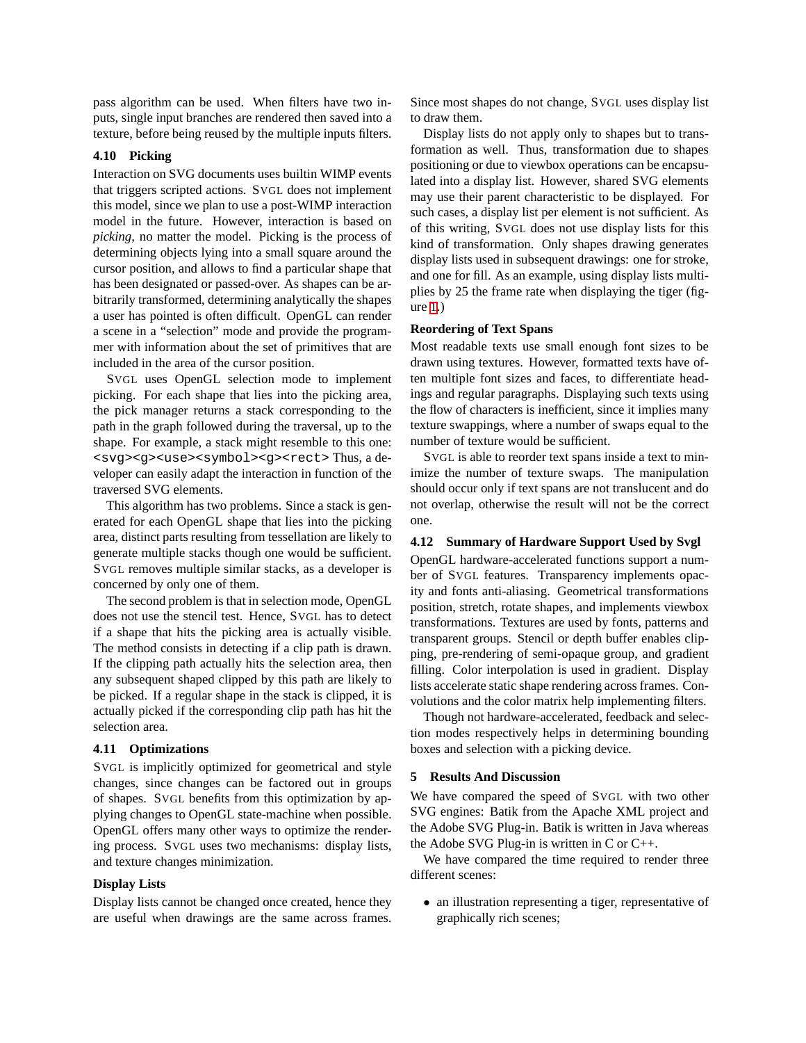pass algorithm can be used. When filters have two inputs, single input branches are rendered then saved into a texture, before being reused by the multiple inputs filters.

### 4.10 Picking

Interaction on SVG documents uses builtin WIMP events that triggers scripted actions. SVGL does not implement this model, since we plan to use a post-WIMP interaction model in the future. However, interaction is based on *picking*, no matter the model. Picking is the process of determining objects lying into a small square around the cursor position, and allows to find a particular shape that has been designated or passed-over. As shapes can be arbitrarily transformed, determining analytically the shapes a user has pointed is often difficult. OpenGL can render a scene in a "selection" mode and provide the programmer with information about the set of primitives that are included in the area of the cursor position.

SVGL uses OpenGL selection mode to implement picking. For each shape that lies into the picking area, the pick manager returns a stack corresponding to the path in the graph followed during the traversal, up to the shape. For example, a stack might resemble to this one: `<svg><g><use><symbol><g><rect>` Thus, a developer can easily adapt the interaction in function of the traversed SVG elements.

This algorithm has two problems. Since a stack is generated for each OpenGL shape that lies into the picking area, distinct parts resulting from tessellation are likely to generate multiple stacks though one would be sufficient. SVGL removes multiple similar stacks, as a developer is concerned by only one of them.

The second problem is that in selection mode, OpenGL does not use the stencil test. Hence, SVGL has to detect if a shape that hits the picking area is actually visible. The method consists in detecting if a clip path is drawn. If the clipping path actually hits the selection area, then any subsequent shaped clipped by this path are likely to be picked. If a regular shape in the stack is clipped, it is actually picked if the corresponding clip path has hit the selection area.

### 4.11 Optimizations

SVGL is implicitly optimized for geometrical and style changes, since changes can be factored out in groups of shapes. SVGL benefits from this optimization by applying changes to OpenGL state-machine when possible. OpenGL offers many other ways to optimize the rendering process. SVGL uses two mechanisms: display lists, and texture changes minimization.

#### Display Lists

Display lists cannot be changed once created, hence they are useful when drawings are the same across frames. Since most shapes do not change, SVGL uses display list to draw them.

Display lists do not apply only to shapes but to transformation as well. Thus, transformation due to shapes positioning or due to viewbox operations can be encapsulated into a display list. However, shared SVG elements may use their parent characteristic to be displayed. For such cases, a display list per element is not sufficient. As of this writing, SVGL does not use display lists for this kind of transformation. Only shapes drawing generates display lists used in subsequent drawings: one for stroke, and one for fill. As an example, using display lists multiplies by 25 the frame rate when displaying the tiger (figure 1.)

#### Reordering of Text Spans

Most readable texts use small enough font sizes to be drawn using textures. However, formatted texts have often multiple font sizes and faces, to differentiate headings and regular paragraphs. Displaying such texts using the flow of characters is inefficient, since it implies many texture swappings, where a number of swaps equal to the number of texture would be sufficient.

SVGL is able to reorder text spans inside a text to minimize the number of texture swaps. The manipulation should occur only if text spans are not translucent and do not overlap, otherwise the result will not be the correct one.

### 4.12 Summary of Hardware Support Used by Svgl

OpenGL hardware-accelerated functions support a number of SVGL features. Transparency implements opacity and fonts anti-aliasing. Geometrical transformations position, stretch, rotate shapes, and implements viewbox transformations. Textures are used by fonts, patterns and transparent groups. Stencil or depth buffer enables clipping, pre-rendering of semi-opaque group, and gradient filling. Color interpolation is used in gradient. Display lists accelerate static shape rendering across frames. Convolutions and the color matrix help implementing filters.

Though not hardware-accelerated, feedback and selection modes respectively helps in determining bounding boxes and selection with a picking device.

## 5 Results And Discussion

We have compared the speed of SVGL with two other SVG engines: Batik from the Apache XML project and the Adobe SVG Plug-in. Batik is written in Java whereas the Adobe SVG Plug-in is written in C or C++.

We have compared the time required to render three different scenes:

- an illustration representing a tiger, representative of graphically rich scenes;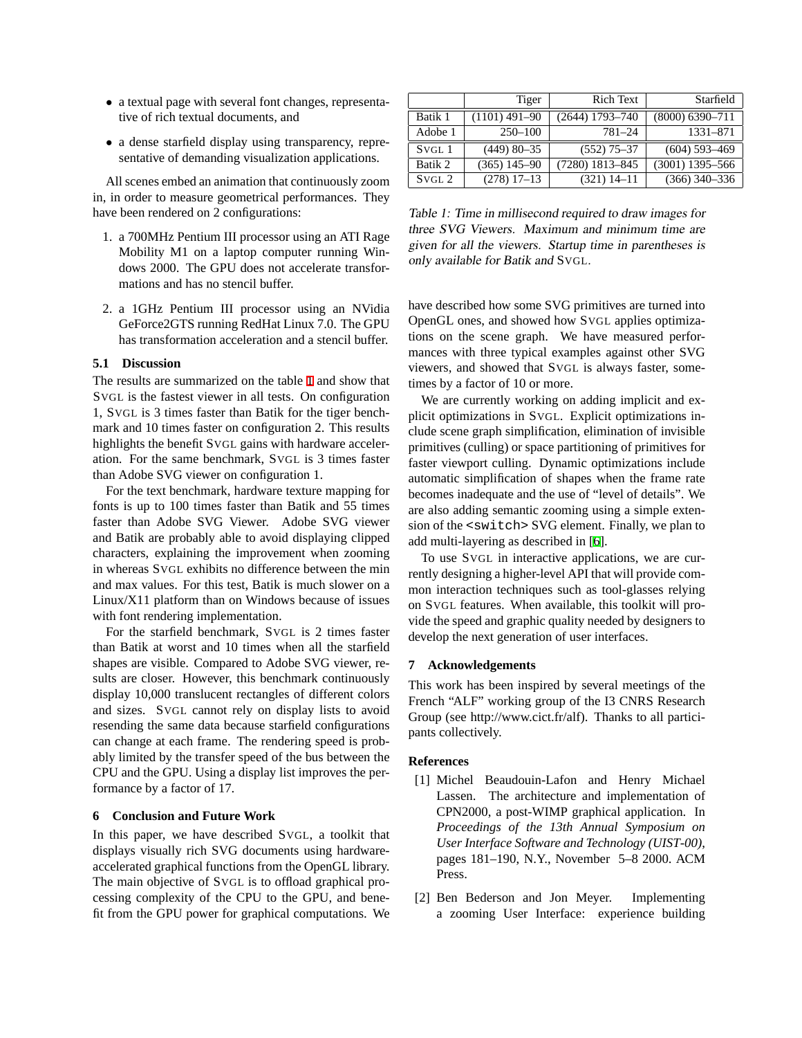- a textual page with several font changes, representative of rich textual documents, and
- a dense starfield display using transparency, representative of demanding visualization applications.

All scenes embed an animation that continuously zoom in, in order to measure geometrical performances. They have been rendered on 2 configurations:

1. a 700MHz Pentium III processor using an ATI Rage Mobility M1 on a laptop computer running Windows 2000. The GPU does not accelerate transformations and has no stencil buffer.
2. a 1GHz Pentium III processor using an NVidia GeForce2GTS running RedHat Linux 7.0. The GPU has transformation acceleration and a stencil buffer.

### 5.1 Discussion

The results are summarized on the table 1 and show that SVGL is the fastest viewer in all tests. On configuration 1, SVGL is 3 times faster than Batik for the tiger benchmark and 10 times faster on configuration 2. This results highlights the benefit SVGL gains with hardware acceleration. For the same benchmark, SVGL is 3 times faster than Adobe SVG viewer on configuration 1.

For the text benchmark, hardware texture mapping for fonts is up to 100 times faster than Batik and 55 times faster than Adobe SVG Viewer. Adobe SVG viewer and Batik are probably able to avoid displaying clipped characters, explaining the improvement when zooming in whereas SVGL exhibits no difference between the min and max values. For this test, Batik is much slower on a Linux/X11 platform than on Windows because of issues with font rendering implementation.

For the starfield benchmark, SVGL is 2 times faster than Batik at worst and 10 times when all the starfield shapes are visible. Compared to Adobe SVG viewer, results are closer. However, this benchmark continuously display 10,000 translucent rectangles of different colors and sizes. SVGL cannot rely on display lists to avoid resending the same data because starfield configurations can change at each frame. The rendering speed is probably limited by the transfer speed of the bus between the CPU and the GPU. Using a display list improves the performance by a factor of 17.

## 6 Conclusion and Future Work

In this paper, we have described SVGL, a toolkit that displays visually rich SVG documents using hardware-accelerated graphical functions from the OpenGL library. The main objective of SVGL is to offload graphical processing complexity of the CPU to the GPU, and benefit from the GPU power for graphical computations. We have described how some SVG primitives are turned into OpenGL ones, and showed how SVGL applies optimizations on the scene graph. We have measured performances with three typical examples against other SVG viewers, and showed that SVGL is always faster, sometimes by a factor of 10 or more.

|  | Tiger | Rich Text | Starfield |
|---|---|---|---|
| Batik 1 | (1101) 491–90 | (2644) 1793–740 | (8000) 6390–711 |
| Adobe 1 | 250–100 | 781–24 | 1331–871 |
| SVGL 1 | (449) 80–35 | (552) 75–37 | (604) 593–469 |
| Batik 2 | (365) 145–90 | (7280) 1813–845 | (3001) 1395–566 |
| SVGL 2 | (278) 17–13 | (321) 14–11 | (366) 340–336 |

*Table 1: Time in millisecond required to draw images for three SVG Viewers. Maximum and minimum time are given for all the viewers. Startup time in parentheses is only available for Batik and SVGL.*

We are currently working on adding implicit and explicit optimizations in SVGL. Explicit optimizations include scene graph simplification, elimination of invisible primitives (culling) or space partitioning of primitives for faster viewport culling. Dynamic optimizations include automatic simplification of shapes when the frame rate becomes inadequate and the use of "level of details". We are also adding semantic zooming using a simple extension of the `<switch>` SVG element. Finally, we plan to add multi-layering as described in [6].

To use SVGL in interactive applications, we are currently designing a higher-level API that will provide common interaction techniques such as tool-glasses relying on SVGL features. When available, this toolkit will provide the speed and graphic quality needed by designers to develop the next generation of user interfaces.

## 7 Acknowledgements

This work has been inspired by several meetings of the French "ALF" working group of the I3 CNRS Research Group (see http://www.cict.fr/alf). Thanks to all participants collectively.

## References

[1] Michel Beaudouin-Lafon and Henry Michael Lassen. The architecture and implementation of CPN2000, a post-WIMP graphical application. In *Proceedings of the 13th Annual Symposium on User Interface Software and Technology (UIST-00)*, pages 181–190, N.Y., November 5–8 2000. ACM Press.

[2] Ben Bederson and Jon Meyer. Implementing a zooming User Interface: experience building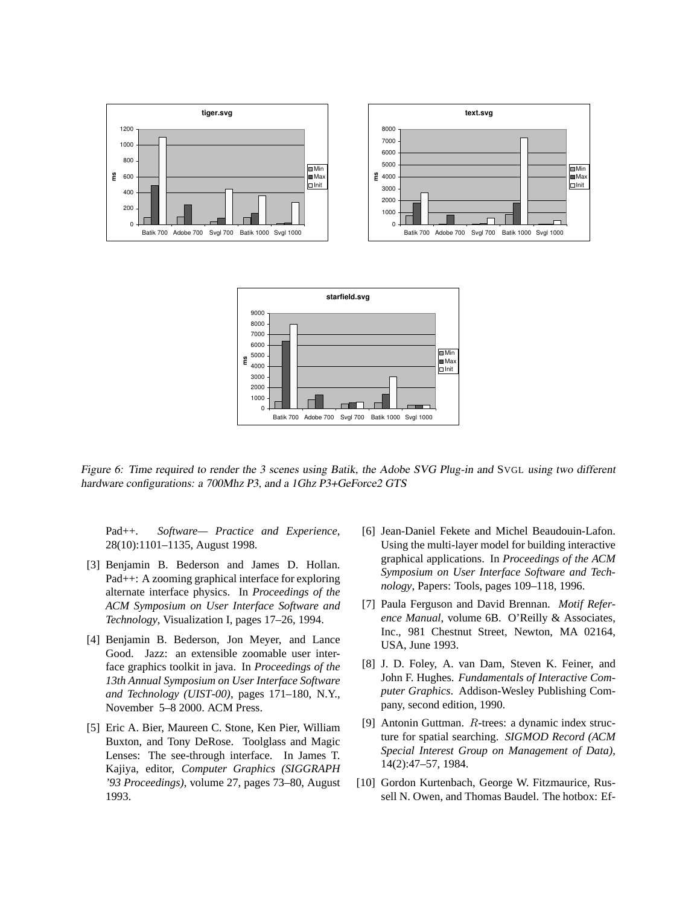Figure 6: Time required to render the 3 scenes using Batik, the Adobe SVG Plug-in and SVGL using two different hardware configurations: a 700Mhz P3, and a 1Ghz P3+GeForce2 GTS

Pad++. *Software— Practice and Experience*, 28(10):1101–1135, August 1998.

[3] Benjamin B. Bederson and James D. Hollan. Pad++: A zooming graphical interface for exploring alternate interface physics. In *Proceedings of the ACM Symposium on User Interface Software and Technology*, Visualization I, pages 17–26, 1994.

[4] Benjamin B. Bederson, Jon Meyer, and Lance Good. Jazz: an extensible zoomable user interface graphics toolkit in java. In *Proceedings of the 13th Annual Symposium on User Interface Software and Technology (UIST-00)*, pages 171–180, N.Y., November 5–8 2000. ACM Press.

[5] Eric A. Bier, Maureen C. Stone, Ken Pier, William Buxton, and Tony DeRose. Toolglass and Magic Lenses: The see-through interface. In James T. Kajiya, editor, *Computer Graphics (SIGGRAPH '93 Proceedings)*, volume 27, pages 73–80, August 1993.

[6] Jean-Daniel Fekete and Michel Beaudouin-Lafon. Using the multi-layer model for building interactive graphical applications. In *Proceedings of the ACM Symposium on User Interface Software and Technology*, Papers: Tools, pages 109–118, 1996.

[7] Paula Ferguson and David Brennan. *Motif Reference Manual*, volume 6B. O'Reilly & Associates, Inc., 981 Chestnut Street, Newton, MA 02164, USA, June 1993.

[8] J. D. Foley, A. van Dam, Steven K. Feiner, and John F. Hughes. *Fundamentals of Interactive Computer Graphics*. Addison-Wesley Publishing Company, second edition, 1990.

[9] Antonin Guttman. $R$-trees: a dynamic index structure for spatial searching. *SIGMOD Record (ACM Special Interest Group on Management of Data)*, 14(2):47–57, 1984.

[10] Gordon Kurtenbach, George W. Fitzmaurice, Russell N. Owen, and Thomas Baudel. The hotbox: Ef-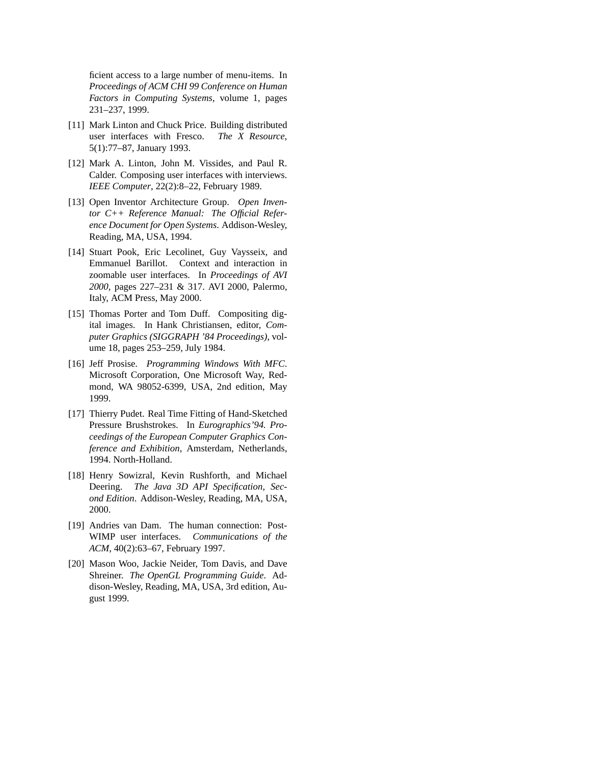ficient access to a large number of menu-items. In *Proceedings of ACM CHI 99 Conference on Human Factors in Computing Systems*, volume 1, pages 231–237, 1999.

[11] Mark Linton and Chuck Price. Building distributed user interfaces with Fresco. *The X Resource*, 5(1):77–87, January 1993.

[12] Mark A. Linton, John M. Vissides, and Paul R. Calder. Composing user interfaces with interviews. *IEEE Computer*, 22(2):8–22, February 1989.

[13] Open Inventor Architecture Group. *Open Inventor C++ Reference Manual: The Official Reference Document for Open Systems*. Addison-Wesley, Reading, MA, USA, 1994.

[14] Stuart Pook, Eric Lecolinet, Guy Vaysseix, and Emmanuel Barillot. Context and interaction in zoomable user interfaces. In *Proceedings of AVI 2000*, pages 227–231 & 317. AVI 2000, Palermo, Italy, ACM Press, May 2000.

[15] Thomas Porter and Tom Duff. Compositing digital images. In Hank Christiansen, editor, *Computer Graphics (SIGGRAPH '84 Proceedings)*, volume 18, pages 253–259, July 1984.

[16] Jeff Prosise. *Programming Windows With MFC*. Microsoft Corporation, One Microsoft Way, Redmond, WA 98052-6399, USA, 2nd edition, May 1999.

[17] Thierry Pudet. Real Time Fitting of Hand-Sketched Pressure Brushstrokes. In *Eurographics'94. Proceedings of the European Computer Graphics Conference and Exhibition*, Amsterdam, Netherlands, 1994. North-Holland.

[18] Henry Sowizral, Kevin Rushforth, and Michael Deering. *The Java 3D API Specification, Second Edition*. Addison-Wesley, Reading, MA, USA, 2000.

[19] Andries van Dam. The human connection: Post-WIMP user interfaces. *Communications of the ACM*, 40(2):63–67, February 1997.

[20] Mason Woo, Jackie Neider, Tom Davis, and Dave Shreiner. *The OpenGL Programming Guide*. Addison-Wesley, Reading, MA, USA, 3rd edition, August 1999.